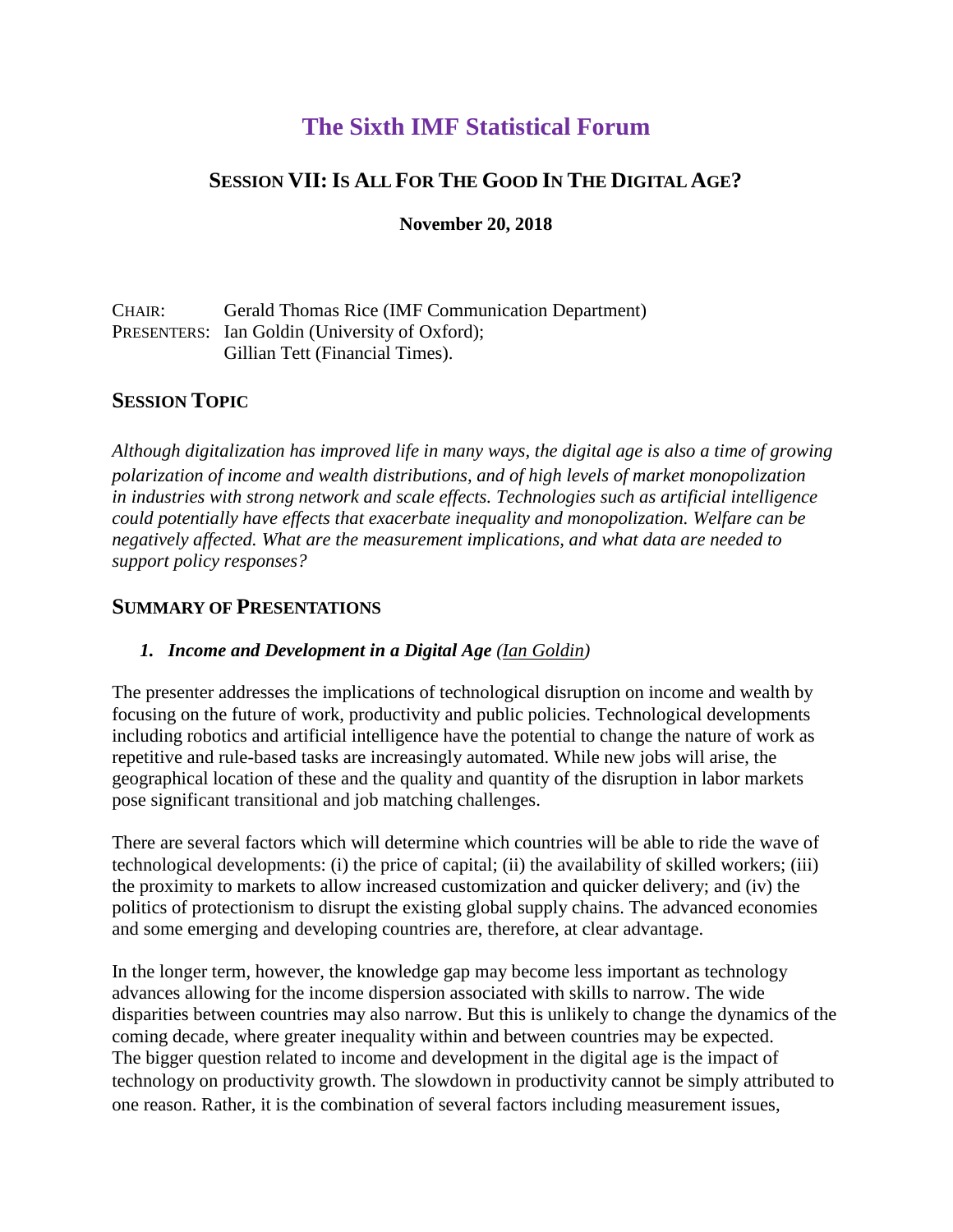# The Sixth IMF Statistical Forum

## SESSION VII: IS ALL FOR THE GOOD IN THE DIGITAL AGE?

**November 20, 2018**

CHAIR: Gerald Thomas Rice (IMF Communication Department)
PRESENTERS: Ian Goldin (University of Oxford);
Gillian Tett (Financial Times).

## SESSION TOPIC

*Although digitalization has improved life in many ways, the digital age is also a time of growing polarization of income and wealth distributions, and of high levels of market monopolization in industries with strong network and scale effects. Technologies such as artificial intelligence could potentially have effects that exacerbate inequality and monopolization. Welfare can be negatively affected. What are the measurement implications, and what data are needed to support policy responses?*

## SUMMARY OF PRESENTATIONS

### *1. Income and Development in a Digital Age (Ian Goldin)*

The presenter addresses the implications of technological disruption on income and wealth by focusing on the future of work, productivity and public policies. Technological developments including robotics and artificial intelligence have the potential to change the nature of work as repetitive and rule-based tasks are increasingly automated. While new jobs will arise, the geographical location of these and the quality and quantity of the disruption in labor markets pose significant transitional and job matching challenges.

There are several factors which will determine which countries will be able to ride the wave of technological developments: (i) the price of capital; (ii) the availability of skilled workers; (iii) the proximity to markets to allow increased customization and quicker delivery; and (iv) the politics of protectionism to disrupt the existing global supply chains. The advanced economies and some emerging and developing countries are, therefore, at clear advantage.

In the longer term, however, the knowledge gap may become less important as technology advances allowing for the income dispersion associated with skills to narrow. The wide disparities between countries may also narrow. But this is unlikely to change the dynamics of the coming decade, where greater inequality within and between countries may be expected. The bigger question related to income and development in the digital age is the impact of technology on productivity growth. The slowdown in productivity cannot be simply attributed to one reason. Rather, it is the combination of several factors including measurement issues,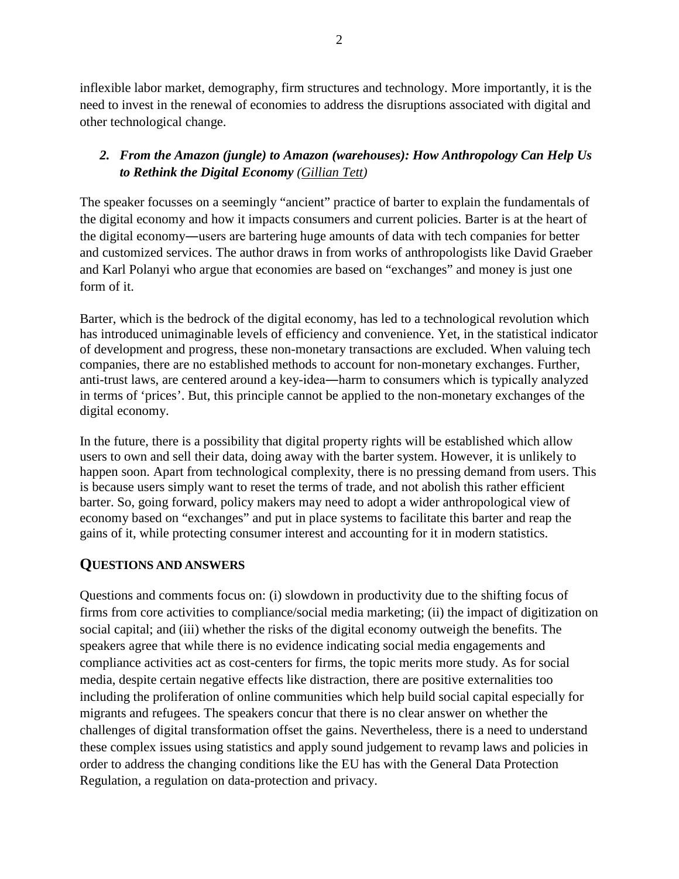inflexible labor market, demography, firm structures and technology. More importantly, it is the need to invest in the renewal of economies to address the disruptions associated with digital and other technological change.

### *2. From the Amazon (jungle) to Amazon (warehouses): How Anthropology Can Help Us to Rethink the Digital Economy (Gillian Tett)*

The speaker focusses on a seemingly "ancient" practice of barter to explain the fundamentals of the digital economy and how it impacts consumers and current policies. Barter is at the heart of the digital economy—users are bartering huge amounts of data with tech companies for better and customized services. The author draws in from works of anthropologists like David Graeber and Karl Polanyi who argue that economies are based on "exchanges" and money is just one form of it.

Barter, which is the bedrock of the digital economy, has led to a technological revolution which has introduced unimaginable levels of efficiency and convenience. Yet, in the statistical indicator of development and progress, these non-monetary transactions are excluded. When valuing tech companies, there are no established methods to account for non-monetary exchanges. Further, anti-trust laws, are centered around a key-idea—harm to consumers which is typically analyzed in terms of 'prices'. But, this principle cannot be applied to the non-monetary exchanges of the digital economy.

In the future, there is a possibility that digital property rights will be established which allow users to own and sell their data, doing away with the barter system. However, it is unlikely to happen soon. Apart from technological complexity, there is no pressing demand from users. This is because users simply want to reset the terms of trade, and not abolish this rather efficient barter. So, going forward, policy makers may need to adopt a wider anthropological view of economy based on "exchanges" and put in place systems to facilitate this barter and reap the gains of it, while protecting consumer interest and accounting for it in modern statistics.

## QUESTIONS AND ANSWERS

Questions and comments focus on: (i) slowdown in productivity due to the shifting focus of firms from core activities to compliance/social media marketing; (ii) the impact of digitization on social capital; and (iii) whether the risks of the digital economy outweigh the benefits. The speakers agree that while there is no evidence indicating social media engagements and compliance activities act as cost-centers for firms, the topic merits more study. As for social media, despite certain negative effects like distraction, there are positive externalities too including the proliferation of online communities which help build social capital especially for migrants and refugees. The speakers concur that there is no clear answer on whether the challenges of digital transformation offset the gains. Nevertheless, there is a need to understand these complex issues using statistics and apply sound judgement to revamp laws and policies in order to address the changing conditions like the EU has with the General Data Protection Regulation, a regulation on data-protection and privacy.